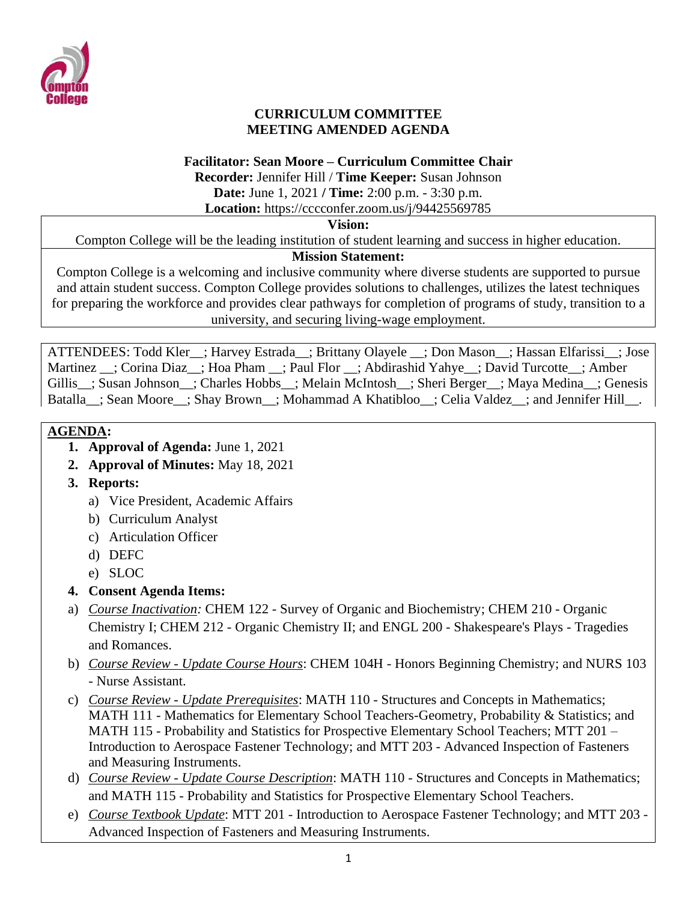# CURRICULUM COMMITTEE
## MEETING AMENDED AGENDA

**Facilitator: Sean Moore – Curriculum Committee Chair**
**Recorder:** Jennifer Hill / **Time Keeper:** Susan Johnson
**Date:** June 1, 2021 **/ Time:** 2:00 p.m. - 3:30 p.m.
**Location:** https://cccconfer.zoom.us/j/94425569785

**Vision:**
Compton College will be the leading institution of student learning and success in higher education.

**Mission Statement:**
Compton College is a welcoming and inclusive community where diverse students are supported to pursue and attain student success. Compton College provides solutions to challenges, utilizes the latest techniques for preparing the workforce and provides clear pathways for completion of programs of study, transition to a university, and securing living-wage employment.

ATTENDEES: Todd Kler__; Harvey Estrada__; Brittany Olayele __; Don Mason__; Hassan Elfarissi__; Jose Martinez __; Corina Diaz__; Hoa Pham __; Paul Flor __; Abdirashid Yahye__; David Turcotte__; Amber Gillis__; Susan Johnson__; Charles Hobbs__; Melain McIntosh__; Sheri Berger__; Maya Medina__; Genesis Batalla__; Sean Moore__; Shay Brown__; Mohammad A Khatibloo__; Celia Valdez__; and Jennifer Hill__.

**AGENDA:**

1. **Approval of Agenda:** June 1, 2021
2. **Approval of Minutes:** May 18, 2021
3. **Reports:**
   a) Vice President, Academic Affairs
   b) Curriculum Analyst
   c) Articulation Officer
   d) DEFC
   e) SLOC
4. **Consent Agenda Items:**

a) *Course Inactivation:* CHEM 122 - Survey of Organic and Biochemistry; CHEM 210 - Organic Chemistry I; CHEM 212 - Organic Chemistry II; and ENGL 200 - Shakespeare's Plays - Tragedies and Romances.

b) *Course Review - Update Course Hours*: CHEM 104H - Honors Beginning Chemistry; and NURS 103 - Nurse Assistant.

c) *Course Review - Update Prerequisites*: MATH 110 - Structures and Concepts in Mathematics; MATH 111 - Mathematics for Elementary School Teachers-Geometry, Probability & Statistics; and MATH 115 - Probability and Statistics for Prospective Elementary School Teachers; MTT 201 – Introduction to Aerospace Fastener Technology; and MTT 203 - Advanced Inspection of Fasteners and Measuring Instruments.

d) *Course Review - Update Course Description*: MATH 110 - Structures and Concepts in Mathematics; and MATH 115 - Probability and Statistics for Prospective Elementary School Teachers.

e) *Course Textbook Update*: MTT 201 - Introduction to Aerospace Fastener Technology; and MTT 203 - Advanced Inspection of Fasteners and Measuring Instruments.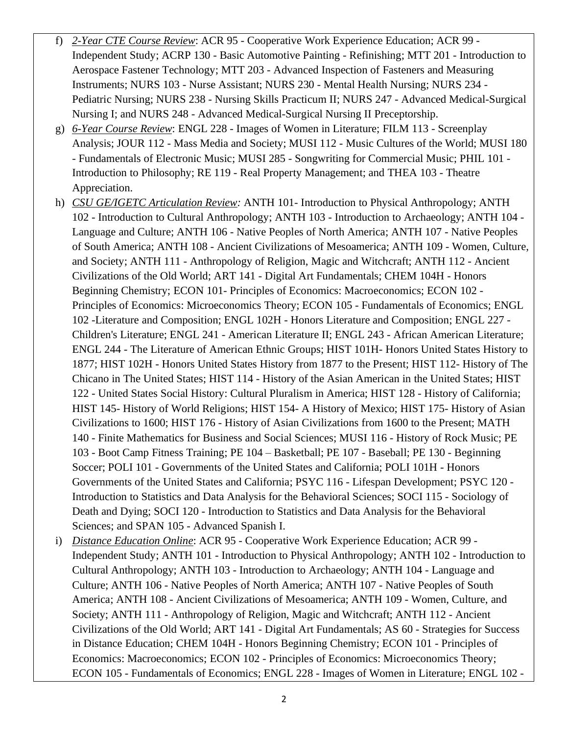f) *2-Year CTE Course Review*: ACR 95 - Cooperative Work Experience Education; ACR 99 - Independent Study; ACRP 130 - Basic Automotive Painting - Refinishing; MTT 201 - Introduction to Aerospace Fastener Technology; MTT 203 - Advanced Inspection of Fasteners and Measuring Instruments; NURS 103 - Nurse Assistant; NURS 230 - Mental Health Nursing; NURS 234 - Pediatric Nursing; NURS 238 - Nursing Skills Practicum II; NURS 247 - Advanced Medical-Surgical Nursing I; and NURS 248 - Advanced Medical-Surgical Nursing II Preceptorship.

g) *6-Year Course Review*: ENGL 228 - Images of Women in Literature; FILM 113 - Screenplay Analysis; JOUR 112 - Mass Media and Society; MUSI 112 - Music Cultures of the World; MUSI 180 - Fundamentals of Electronic Music; MUSI 285 - Songwriting for Commercial Music; PHIL 101 - Introduction to Philosophy; RE 119 - Real Property Management; and THEA 103 - Theatre Appreciation.

h) *CSU GE/IGETC Articulation Review:* ANTH 101- Introduction to Physical Anthropology; ANTH 102 - Introduction to Cultural Anthropology; ANTH 103 - Introduction to Archaeology; ANTH 104 - Language and Culture; ANTH 106 - Native Peoples of North America; ANTH 107 - Native Peoples of South America; ANTH 108 - Ancient Civilizations of Mesoamerica; ANTH 109 - Women, Culture, and Society; ANTH 111 - Anthropology of Religion, Magic and Witchcraft; ANTH 112 - Ancient Civilizations of the Old World; ART 141 - Digital Art Fundamentals; CHEM 104H - Honors Beginning Chemistry; ECON 101- Principles of Economics: Macroeconomics; ECON 102 - Principles of Economics: Microeconomics Theory; ECON 105 - Fundamentals of Economics; ENGL 102 -Literature and Composition; ENGL 102H - Honors Literature and Composition; ENGL 227 - Children's Literature; ENGL 241 - American Literature II; ENGL 243 - African American Literature; ENGL 244 - The Literature of American Ethnic Groups; HIST 101H- Honors United States History to 1877; HIST 102H - Honors United States History from 1877 to the Present; HIST 112- History of The Chicano in The United States; HIST 114 - History of the Asian American in the United States; HIST 122 - United States Social History: Cultural Pluralism in America; HIST 128 - History of California; HIST 145- History of World Religions; HIST 154- A History of Mexico; HIST 175- History of Asian Civilizations to 1600; HIST 176 - History of Asian Civilizations from 1600 to the Present; MATH 140 - Finite Mathematics for Business and Social Sciences; MUSI 116 - History of Rock Music; PE 103 - Boot Camp Fitness Training; PE 104 – Basketball; PE 107 - Baseball; PE 130 - Beginning Soccer; POLI 101 - Governments of the United States and California; POLI 101H - Honors Governments of the United States and California; PSYC 116 - Lifespan Development; PSYC 120 - Introduction to Statistics and Data Analysis for the Behavioral Sciences; SOCI 115 - Sociology of Death and Dying; SOCI 120 - Introduction to Statistics and Data Analysis for the Behavioral Sciences; and SPAN 105 - Advanced Spanish I.

i) *Distance Education Online*: ACR 95 - Cooperative Work Experience Education; ACR 99 - Independent Study; ANTH 101 - Introduction to Physical Anthropology; ANTH 102 - Introduction to Cultural Anthropology; ANTH 103 - Introduction to Archaeology; ANTH 104 - Language and Culture; ANTH 106 - Native Peoples of North America; ANTH 107 - Native Peoples of South America; ANTH 108 - Ancient Civilizations of Mesoamerica; ANTH 109 - Women, Culture, and Society; ANTH 111 - Anthropology of Religion, Magic and Witchcraft; ANTH 112 - Ancient Civilizations of the Old World; ART 141 - Digital Art Fundamentals; AS 60 - Strategies for Success in Distance Education; CHEM 104H - Honors Beginning Chemistry; ECON 101 - Principles of Economics: Macroeconomics; ECON 102 - Principles of Economics: Microeconomics Theory; ECON 105 - Fundamentals of Economics; ENGL 228 - Images of Women in Literature; ENGL 102 -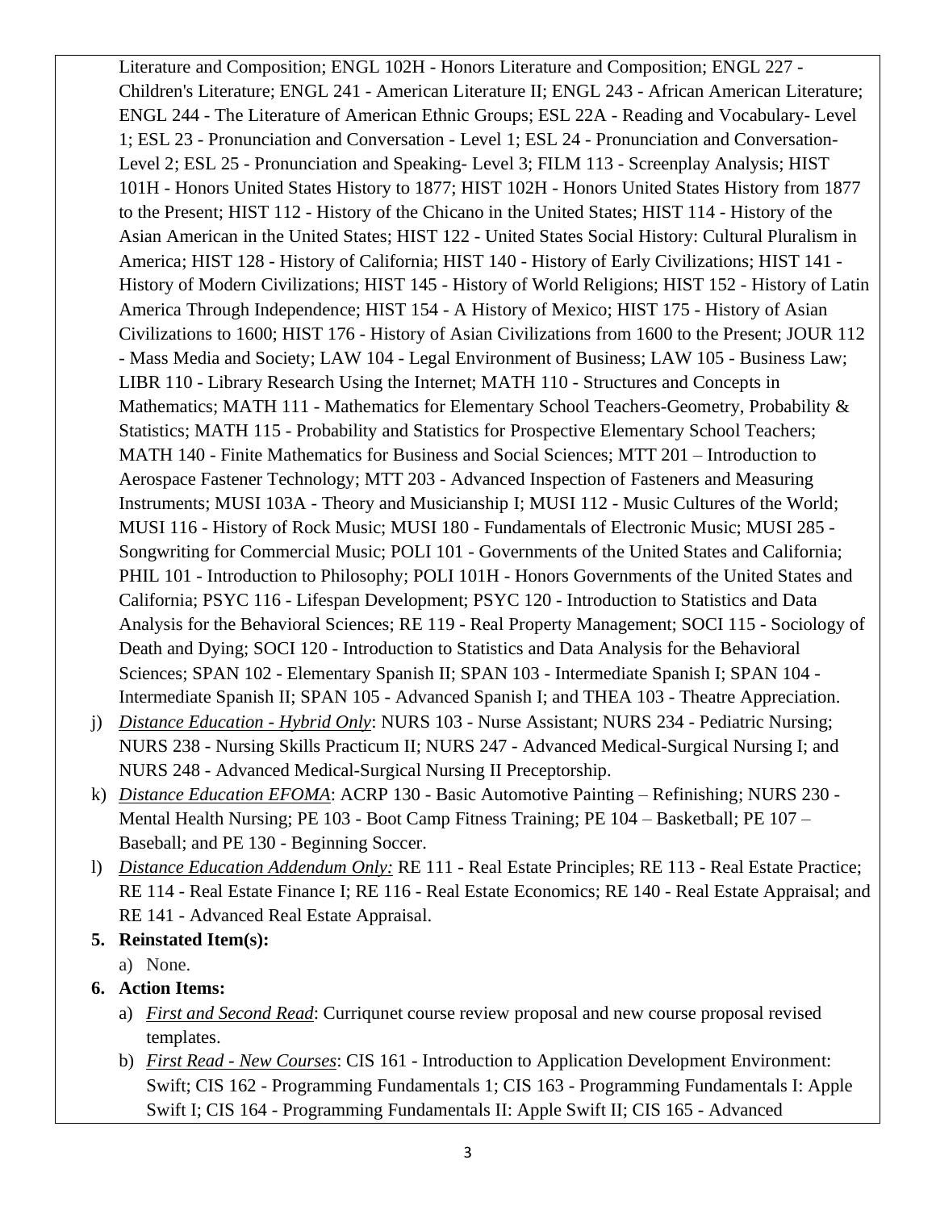Literature and Composition; ENGL 102H - Honors Literature and Composition; ENGL 227 - Children's Literature; ENGL 241 - American Literature II; ENGL 243 - African American Literature; ENGL 244 - The Literature of American Ethnic Groups; ESL 22A - Reading and Vocabulary- Level 1; ESL 23 - Pronunciation and Conversation - Level 1; ESL 24 - Pronunciation and Conversation- Level 2; ESL 25 - Pronunciation and Speaking- Level 3; FILM 113 - Screenplay Analysis; HIST 101H - Honors United States History to 1877; HIST 102H - Honors United States History from 1877 to the Present; HIST 112 - History of the Chicano in the United States; HIST 114 - History of the Asian American in the United States; HIST 122 - United States Social History: Cultural Pluralism in America; HIST 128 - History of California; HIST 140 - History of Early Civilizations; HIST 141 - History of Modern Civilizations; HIST 145 - History of World Religions; HIST 152 - History of Latin America Through Independence; HIST 154 - A History of Mexico; HIST 175 - History of Asian Civilizations to 1600; HIST 176 - History of Asian Civilizations from 1600 to the Present; JOUR 112 - Mass Media and Society; LAW 104 - Legal Environment of Business; LAW 105 - Business Law; LIBR 110 - Library Research Using the Internet; MATH 110 - Structures and Concepts in Mathematics; MATH 111 - Mathematics for Elementary School Teachers-Geometry, Probability & Statistics; MATH 115 - Probability and Statistics for Prospective Elementary School Teachers; MATH 140 - Finite Mathematics for Business and Social Sciences; MTT 201 – Introduction to Aerospace Fastener Technology; MTT 203 - Advanced Inspection of Fasteners and Measuring Instruments; MUSI 103A - Theory and Musicianship I; MUSI 112 - Music Cultures of the World; MUSI 116 - History of Rock Music; MUSI 180 - Fundamentals of Electronic Music; MUSI 285 - Songwriting for Commercial Music; POLI 101 - Governments of the United States and California; PHIL 101 - Introduction to Philosophy; POLI 101H - Honors Governments of the United States and California; PSYC 116 - Lifespan Development; PSYC 120 - Introduction to Statistics and Data Analysis for the Behavioral Sciences; RE 119 - Real Property Management; SOCI 115 - Sociology of Death and Dying; SOCI 120 - Introduction to Statistics and Data Analysis for the Behavioral Sciences; SPAN 102 - Elementary Spanish II; SPAN 103 - Intermediate Spanish I; SPAN 104 - Intermediate Spanish II; SPAN 105 - Advanced Spanish I; and THEA 103 - Theatre Appreciation.

j) *Distance Education - Hybrid Only*: NURS 103 - Nurse Assistant; NURS 234 - Pediatric Nursing; NURS 238 - Nursing Skills Practicum II; NURS 247 - Advanced Medical-Surgical Nursing I; and NURS 248 - Advanced Medical-Surgical Nursing II Preceptorship.

k) *Distance Education EFOMA*: ACRP 130 - Basic Automotive Painting – Refinishing; NURS 230 - Mental Health Nursing; PE 103 - Boot Camp Fitness Training; PE 104 – Basketball; PE 107 – Baseball; and PE 130 - Beginning Soccer.

l) *Distance Education Addendum Only:* RE 111 - Real Estate Principles; RE 113 - Real Estate Practice; RE 114 - Real Estate Finance I; RE 116 - Real Estate Economics; RE 140 - Real Estate Appraisal; and RE 141 - Advanced Real Estate Appraisal.

**5. Reinstated Item(s):**

a) None.

**6. Action Items:**

a) *First and Second Read*: Curriqunet course review proposal and new course proposal revised templates.

b) *First Read - New Courses*: CIS 161 - Introduction to Application Development Environment: Swift; CIS 162 - Programming Fundamentals 1; CIS 163 - Programming Fundamentals I: Apple Swift I; CIS 164 - Programming Fundamentals II: Apple Swift II; CIS 165 - Advanced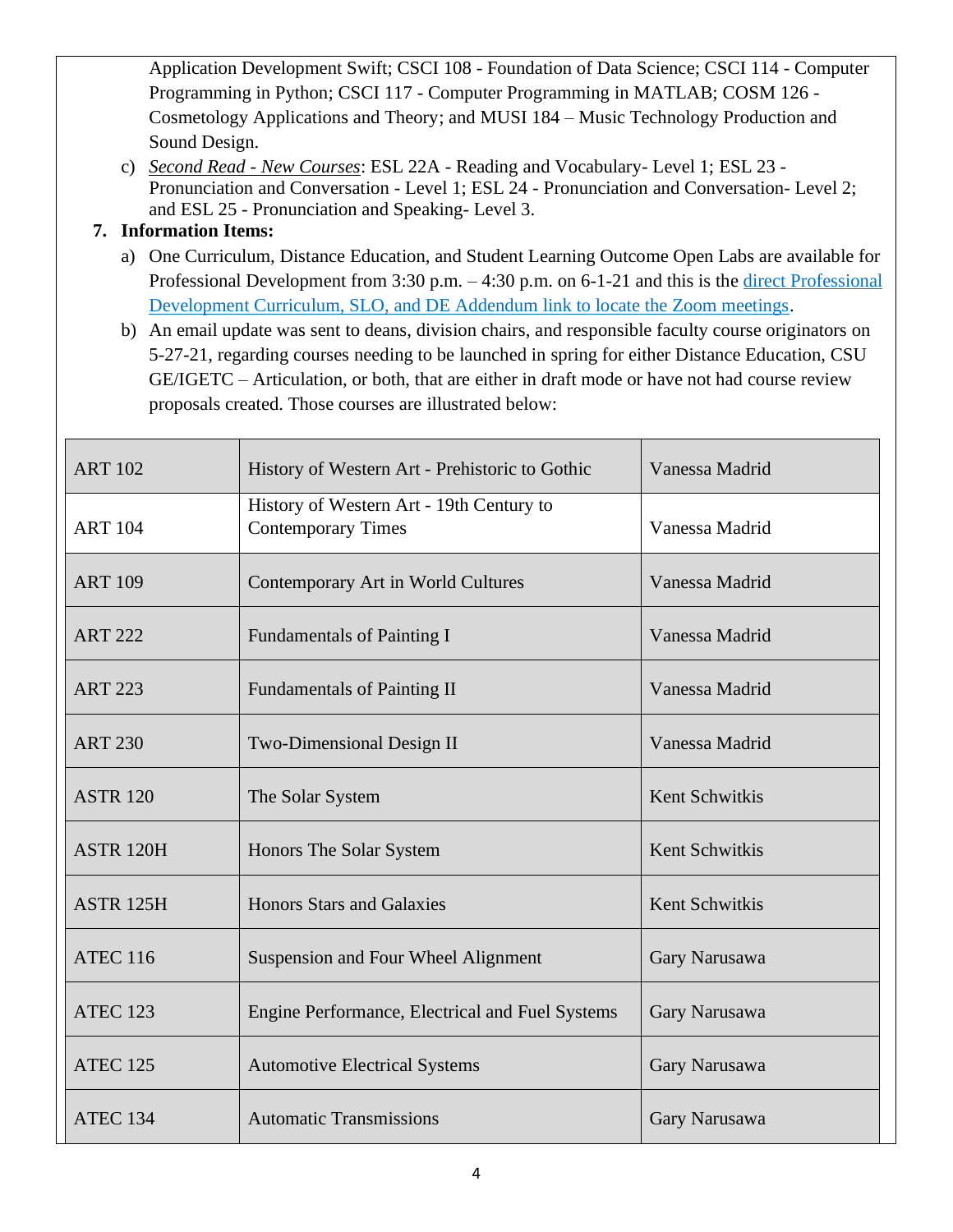Application Development Swift; CSCI 108 - Foundation of Data Science; CSCI 114 - Computer Programming in Python; CSCI 117 - Computer Programming in MATLAB; COSM 126 - Cosmetology Applications and Theory; and MUSI 184 – Music Technology Production and Sound Design.

c) *Second Read - New Courses*: ESL 22A - Reading and Vocabulary- Level 1; ESL 23 - Pronunciation and Conversation - Level 1; ESL 24 - Pronunciation and Conversation- Level 2; and ESL 25 - Pronunciation and Speaking- Level 3.

**7. Information Items:**

a) One Curriculum, Distance Education, and Student Learning Outcome Open Labs are available for Professional Development from 3:30 p.m. – 4:30 p.m. on 6-1-21 and this is the direct Professional Development Curriculum, SLO, and DE Addendum link to locate the Zoom meetings.

b) An email update was sent to deans, division chairs, and responsible faculty course originators on 5-27-21, regarding courses needing to be launched in spring for either Distance Education, CSU GE/IGETC – Articulation, or both, that are either in draft mode or have not had course review proposals created. Those courses are illustrated below:

| | | |
|---|---|---|
| ART 102 | History of Western Art - Prehistoric to Gothic | Vanessa Madrid |
| ART 104 | History of Western Art - 19th Century to Contemporary Times | Vanessa Madrid |
| ART 109 | Contemporary Art in World Cultures | Vanessa Madrid |
| ART 222 | Fundamentals of Painting I | Vanessa Madrid |
| ART 223 | Fundamentals of Painting II | Vanessa Madrid |
| ART 230 | Two-Dimensional Design II | Vanessa Madrid |
| ASTR 120 | The Solar System | Kent Schwitkis |
| ASTR 120H | Honors The Solar System | Kent Schwitkis |
| ASTR 125H | Honors Stars and Galaxies | Kent Schwitkis |
| ATEC 116 | Suspension and Four Wheel Alignment | Gary Narusawa |
| ATEC 123 | Engine Performance, Electrical and Fuel Systems | Gary Narusawa |
| ATEC 125 | Automotive Electrical Systems | Gary Narusawa |
| ATEC 134 | Automatic Transmissions | Gary Narusawa |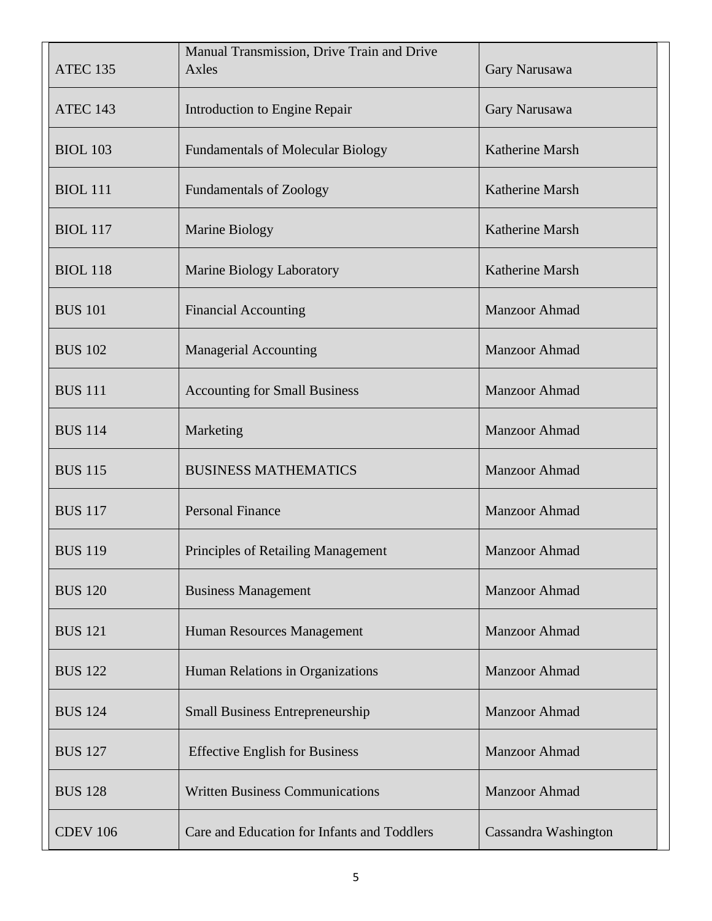| ATEC 135 | Manual Transmission, Drive Train and Drive Axles | Gary Narusawa |
|---|---|---|
| ATEC 143 | Introduction to Engine Repair | Gary Narusawa |
| BIOL 103 | Fundamentals of Molecular Biology | Katherine Marsh |
| BIOL 111 | Fundamentals of Zoology | Katherine Marsh |
| BIOL 117 | Marine Biology | Katherine Marsh |
| BIOL 118 | Marine Biology Laboratory | Katherine Marsh |
| BUS 101 | Financial Accounting | Manzoor Ahmad |
| BUS 102 | Managerial Accounting | Manzoor Ahmad |
| BUS 111 | Accounting for Small Business | Manzoor Ahmad |
| BUS 114 | Marketing | Manzoor Ahmad |
| BUS 115 | BUSINESS MATHEMATICS | Manzoor Ahmad |
| BUS 117 | Personal Finance | Manzoor Ahmad |
| BUS 119 | Principles of Retailing Management | Manzoor Ahmad |
| BUS 120 | Business Management | Manzoor Ahmad |
| BUS 121 | Human Resources Management | Manzoor Ahmad |
| BUS 122 | Human Relations in Organizations | Manzoor Ahmad |
| BUS 124 | Small Business Entrepreneurship | Manzoor Ahmad |
| BUS 127 | Effective English for Business | Manzoor Ahmad |
| BUS 128 | Written Business Communications | Manzoor Ahmad |
| CDEV 106 | Care and Education for Infants and Toddlers | Cassandra Washington |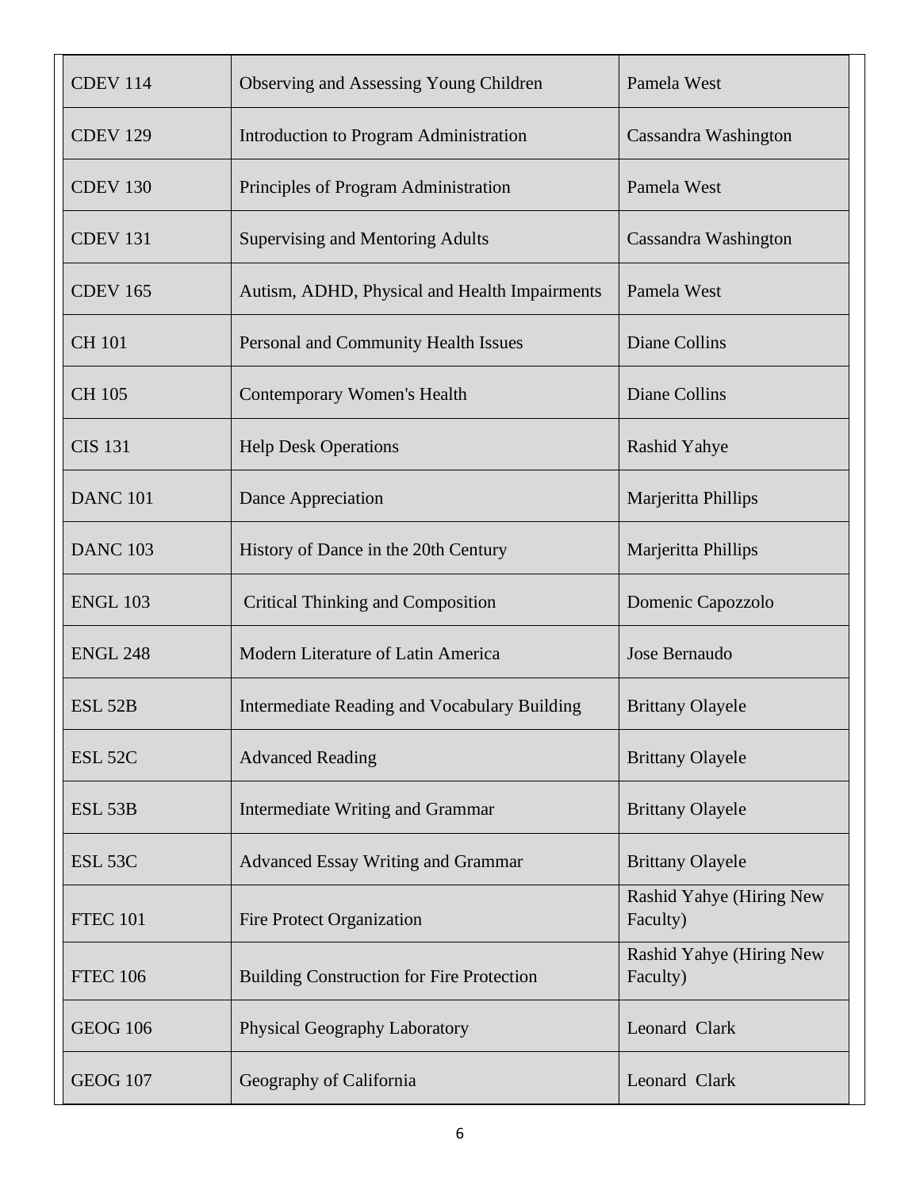| CDEV 114 | Observing and Assessing Young Children | Pamela West |
|---|---|---|
| CDEV 129 | Introduction to Program Administration | Cassandra Washington |
| CDEV 130 | Principles of Program Administration | Pamela West |
| CDEV 131 | Supervising and Mentoring Adults | Cassandra Washington |
| CDEV 165 | Autism, ADHD, Physical and Health Impairments | Pamela West |
| CH 101 | Personal and Community Health Issues | Diane Collins |
| CH 105 | Contemporary Women's Health | Diane Collins |
| CIS 131 | Help Desk Operations | Rashid Yahye |
| DANC 101 | Dance Appreciation | Marjeritta Phillips |
| DANC 103 | History of Dance in the 20th Century | Marjeritta Phillips |
| ENGL 103 | Critical Thinking and Composition | Domenic Capozzolo |
| ENGL 248 | Modern Literature of Latin America | Jose Bernaudo |
| ESL 52B | Intermediate Reading and Vocabulary Building | Brittany Olayele |
| ESL 52C | Advanced Reading | Brittany Olayele |
| ESL 53B | Intermediate Writing and Grammar | Brittany Olayele |
| ESL 53C | Advanced Essay Writing and Grammar | Brittany Olayele |
| FTEC 101 | Fire Protect Organization | Rashid Yahye (Hiring New Faculty) |
| FTEC 106 | Building Construction for Fire Protection | Rashid Yahye (Hiring New Faculty) |
| GEOG 106 | Physical Geography Laboratory | Leonard Clark |
| GEOG 107 | Geography of California | Leonard Clark |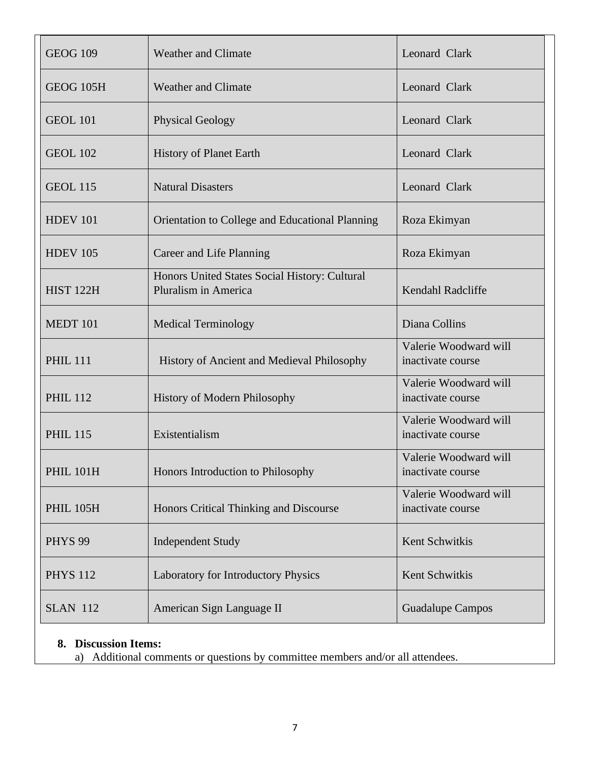| | | |
|---|---|---|
| GEOG 109 | Weather and Climate | Leonard Clark |
| GEOG 105H | Weather and Climate | Leonard Clark |
| GEOL 101 | Physical Geology | Leonard Clark |
| GEOL 102 | History of Planet Earth | Leonard Clark |
| GEOL 115 | Natural Disasters | Leonard Clark |
| HDEV 101 | Orientation to College and Educational Planning | Roza Ekimyan |
| HDEV 105 | Career and Life Planning | Roza Ekimyan |
| HIST 122H | Honors United States Social History: Cultural Pluralism in America | Kendahl Radcliffe |
| MEDT 101 | Medical Terminology | Diana Collins |
| PHIL 111 | History of Ancient and Medieval Philosophy | Valerie Woodward will inactivate course |
| PHIL 112 | History of Modern Philosophy | Valerie Woodward will inactivate course |
| PHIL 115 | Existentialism | Valerie Woodward will inactivate course |
| PHIL 101H | Honors Introduction to Philosophy | Valerie Woodward will inactivate course |
| PHIL 105H | Honors Critical Thinking and Discourse | Valerie Woodward will inactivate course |
| PHYS 99 | Independent Study | Kent Schwitkis |
| PHYS 112 | Laboratory for Introductory Physics | Kent Schwitkis |
| SLAN 112 | American Sign Language II | Guadalupe Campos |

**8. Discussion Items:**

a) Additional comments or questions by committee members and/or all attendees.